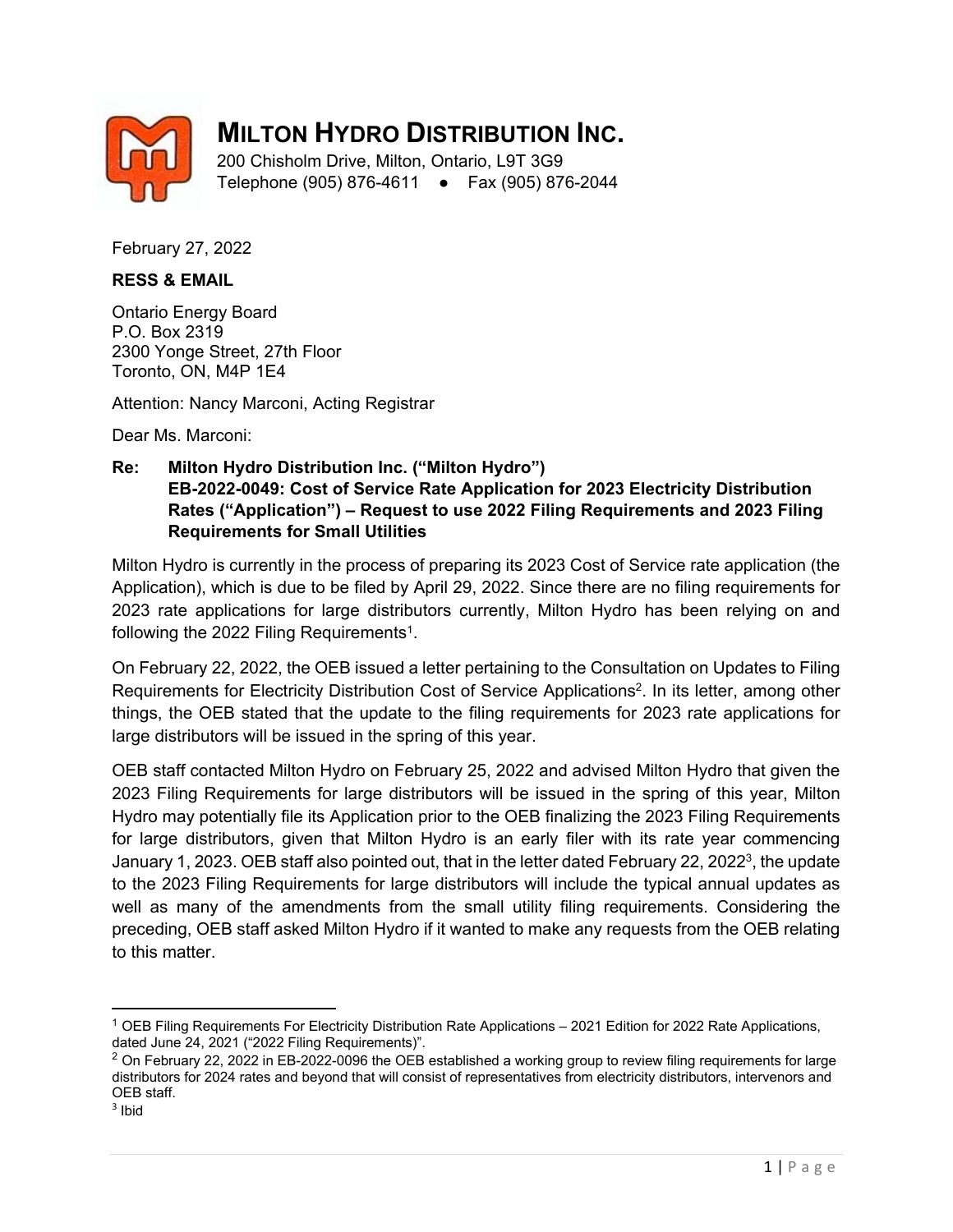# MILTON HYDRO DISTRIBUTION INC.

200 Chisholm Drive, Milton, Ontario, L9T 3G9
Telephone (905) 876-4611 ● Fax (905) 876-2044

February 27, 2022

**RESS & EMAIL**

Ontario Energy Board
P.O. Box 2319
2300 Yonge Street, 27th Floor
Toronto, ON, M4P 1E4

Attention: Nancy Marconi, Acting Registrar

Dear Ms. Marconi:

**Re: Milton Hydro Distribution Inc. ("Milton Hydro")
EB-2022-0049: Cost of Service Rate Application for 2023 Electricity Distribution Rates ("Application") – Request to use 2022 Filing Requirements and 2023 Filing Requirements for Small Utilities**

Milton Hydro is currently in the process of preparing its 2023 Cost of Service rate application (the Application), which is due to be filed by April 29, 2022. Since there are no filing requirements for 2023 rate applications for large distributors currently, Milton Hydro has been relying on and following the 2022 Filing Requirements[1].

On February 22, 2022, the OEB issued a letter pertaining to the Consultation on Updates to Filing Requirements for Electricity Distribution Cost of Service Applications[2]. In its letter, among other things, the OEB stated that the update to the filing requirements for 2023 rate applications for large distributors will be issued in the spring of this year.

OEB staff contacted Milton Hydro on February 25, 2022 and advised Milton Hydro that given the 2023 Filing Requirements for large distributors will be issued in the spring of this year, Milton Hydro may potentially file its Application prior to the OEB finalizing the 2023 Filing Requirements for large distributors, given that Milton Hydro is an early filer with its rate year commencing January 1, 2023. OEB staff also pointed out, that in the letter dated February 22, 2022[3], the update to the 2023 Filing Requirements for large distributors will include the typical annual updates as well as many of the amendments from the small utility filing requirements. Considering the preceding, OEB staff asked Milton Hydro if it wanted to make any requests from the OEB relating to this matter.

---

[1] OEB Filing Requirements For Electricity Distribution Rate Applications – 2021 Edition for 2022 Rate Applications, dated June 24, 2021 ("2022 Filing Requirements)".

[2] On February 22, 2022 in EB-2022-0096 the OEB established a working group to review filing requirements for large distributors for 2024 rates and beyond that will consist of representatives from electricity distributors, intervenors and OEB staff.

[3] Ibid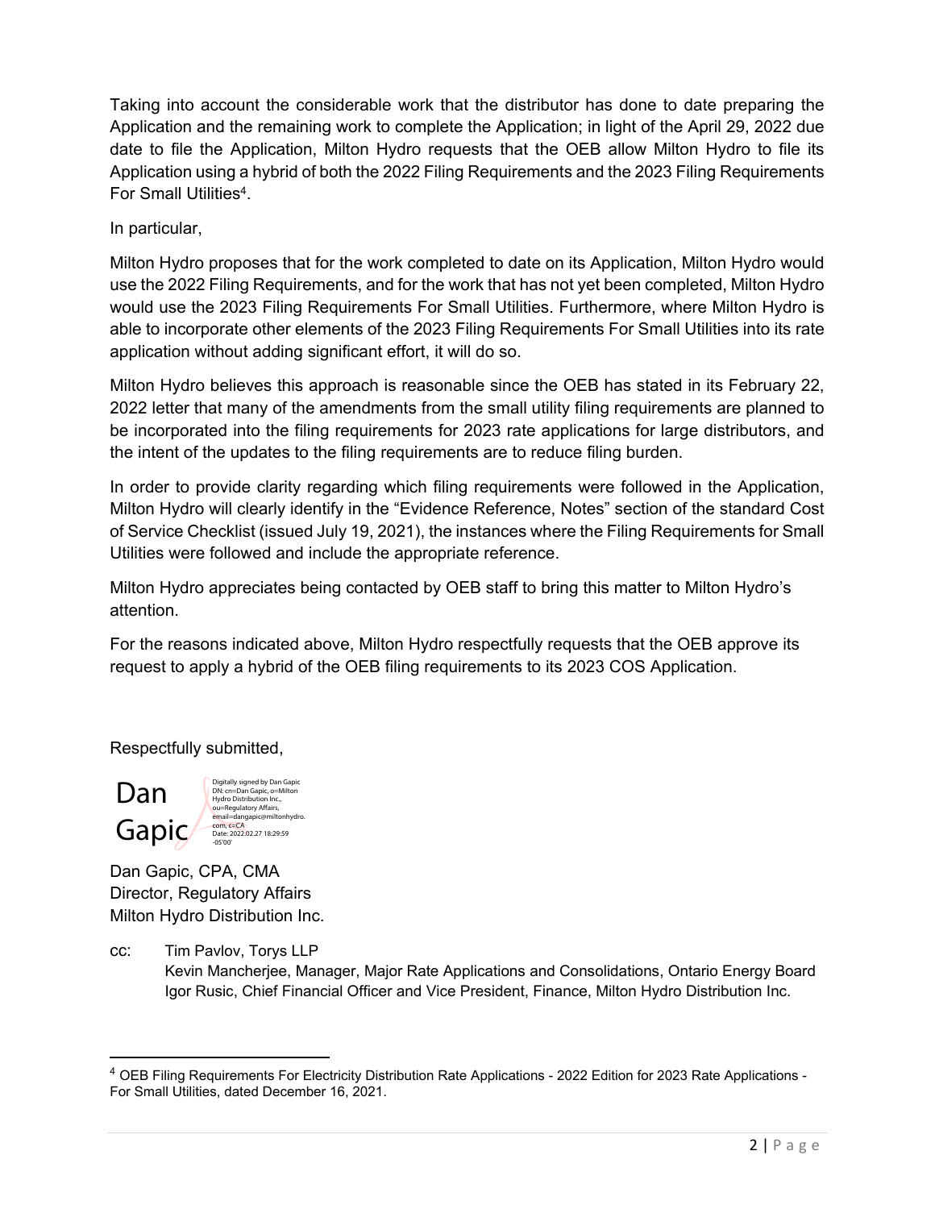Taking into account the considerable work that the distributor has done to date preparing the Application and the remaining work to complete the Application; in light of the April 29, 2022 due date to file the Application, Milton Hydro requests that the OEB allow Milton Hydro to file its Application using a hybrid of both the 2022 Filing Requirements and the 2023 Filing Requirements For Small Utilities[4].

In particular,

Milton Hydro proposes that for the work completed to date on its Application, Milton Hydro would use the 2022 Filing Requirements, and for the work that has not yet been completed, Milton Hydro would use the 2023 Filing Requirements For Small Utilities. Furthermore, where Milton Hydro is able to incorporate other elements of the 2023 Filing Requirements For Small Utilities into its rate application without adding significant effort, it will do so.

Milton Hydro believes this approach is reasonable since the OEB has stated in its February 22, 2022 letter that many of the amendments from the small utility filing requirements are planned to be incorporated into the filing requirements for 2023 rate applications for large distributors, and the intent of the updates to the filing requirements are to reduce filing burden.

In order to provide clarity regarding which filing requirements were followed in the Application, Milton Hydro will clearly identify in the "Evidence Reference, Notes" section of the standard Cost of Service Checklist (issued July 19, 2021), the instances where the Filing Requirements for Small Utilities were followed and include the appropriate reference.

Milton Hydro appreciates being contacted by OEB staff to bring this matter to Milton Hydro's attention.

For the reasons indicated above, Milton Hydro respectfully requests that the OEB approve its request to apply a hybrid of the OEB filing requirements to its 2023 COS Application.

Respectfully submitted,

Dan Gapic

Digitally signed by Dan Gapic
DN: cn=Dan Gapic, o=Milton Hydro Distribution Inc., ou=Regulatory Affairs, email=dangapic@miltonhydro.com, c=CA
Date: 2022.02.27 18:29:59 -05'00'

Dan Gapic, CPA, CMA
Director, Regulatory Affairs
Milton Hydro Distribution Inc.

cc: Tim Pavlov, Torys LLP
Kevin Mancherjee, Manager, Major Rate Applications and Consolidations, Ontario Energy Board
Igor Rusic, Chief Financial Officer and Vice President, Finance, Milton Hydro Distribution Inc.

---

[4] OEB Filing Requirements For Electricity Distribution Rate Applications - 2022 Edition for 2023 Rate Applications - For Small Utilities, dated December 16, 2021.